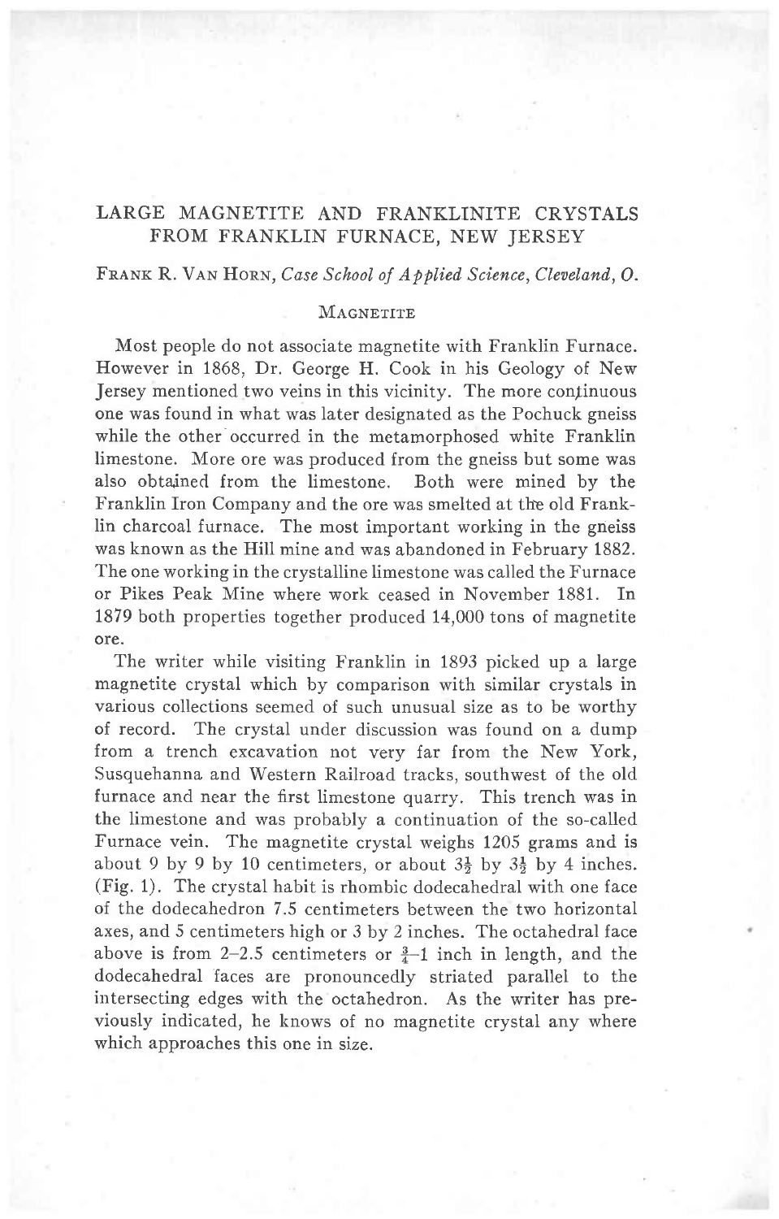# LARGE MAGNETITE AND FRANKLINITE CRYSTALS FROM FRANKLIN FURNACE, NEW JERSEY

FRANK R. VAN HORN, *Case School of Applied Science, Cleveland, O.*

## MAGNETITE

Most people do not associate magnetite with Franklin Furnace. However in 1868, Dr. George H. Cook in his Geology of New Jersey mentioned two veins in this vicinity. The more continuous one was found in what was later designated as the Pochuck gneiss while the other occurred in the metamorphosed white Franklin limestone. More ore was produced from the gneiss but some was also obtained from the limestone. Both were mined by the Franklin Iron Company and the ore was smelted at the old Franklin charcoal furnace. The most important working in the gneiss was known as the Hill mine and was abandoned in February 1882. The one working in the crystalline limestone was called the Furnace or Pikes Peak Mine where work ceased in November 1881. In 1879 both properties together produced 14,000 tons of magnetite ore.

The writer while visiting Franklin in 1893 picked up a large magnetite crystal which by comparison with similar crystals in various collections seemed of such unusual size as to be worthy of record. The crystal under discussion was found on a dump from a trench excavation not very far from the New York, Susquehanna and Western Railroad tracks, southwest of the old furnace and near the first limestone quarry. This trench was in the limestone and was probably a continuation of the so-called Furnace vein. The magnetite crystal weighs 1205 grams and is about 9 by 9 by 10 centimeters, or about $3\frac{1}{2}$ by $3\frac{1}{2}$ by 4 inches. (Fig. 1). The crystal habit is rhombic dodecahedral with one face of the dodecahedron 7.5 centimeters between the two horizontal axes, and 5 centimeters high or 3 by 2 inches. The octahedral face above is from 2–2.5 centimeters or $\frac{3}{4}$–1 inch in length, and the dodecahedral faces are pronouncedly striated parallel to the intersecting edges with the octahedron. As the writer has previously indicated, he knows of no magnetite crystal any where which approaches this one in size.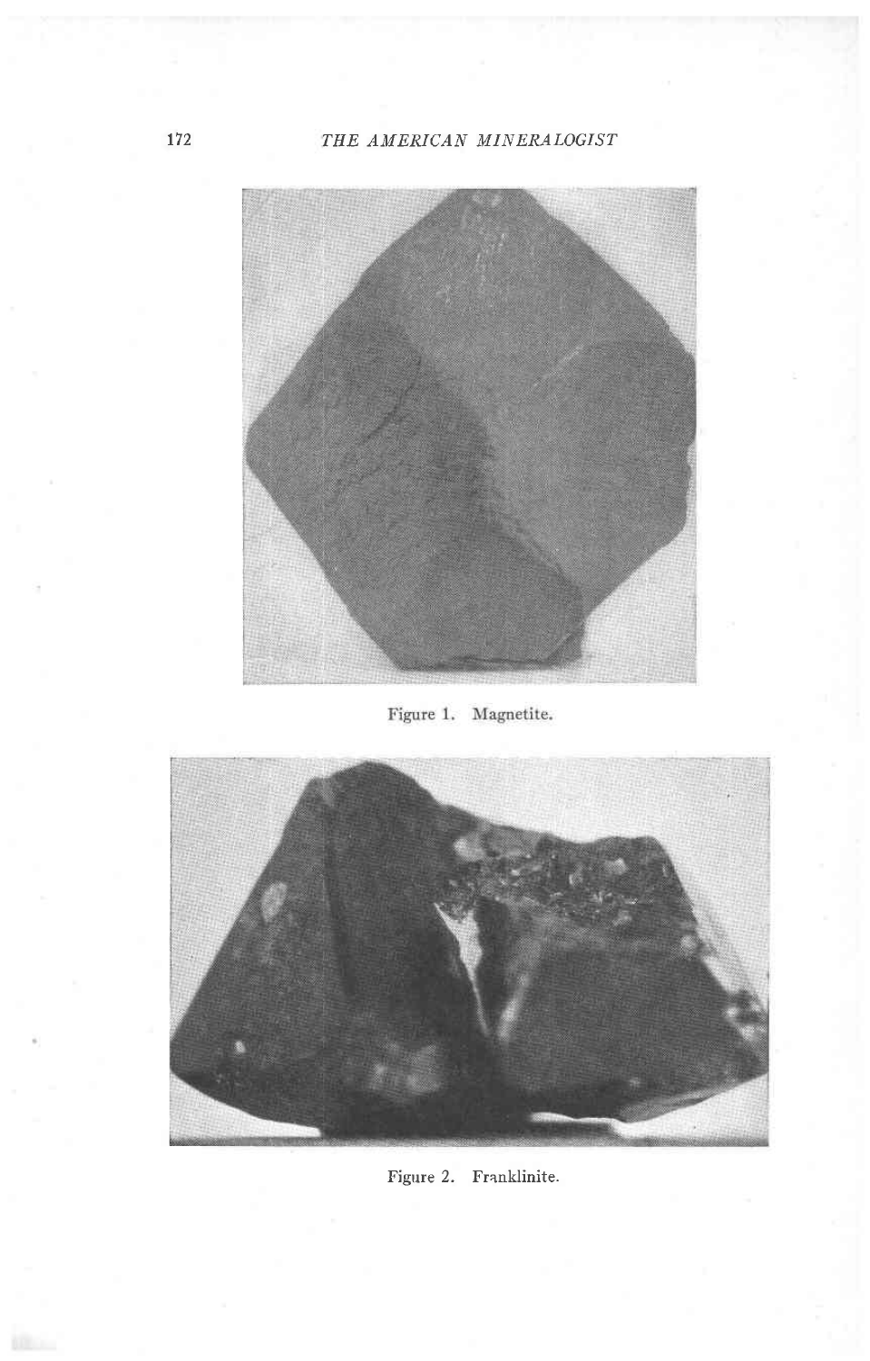Figure 1. Magnetite.

Figure 2. Franklinite.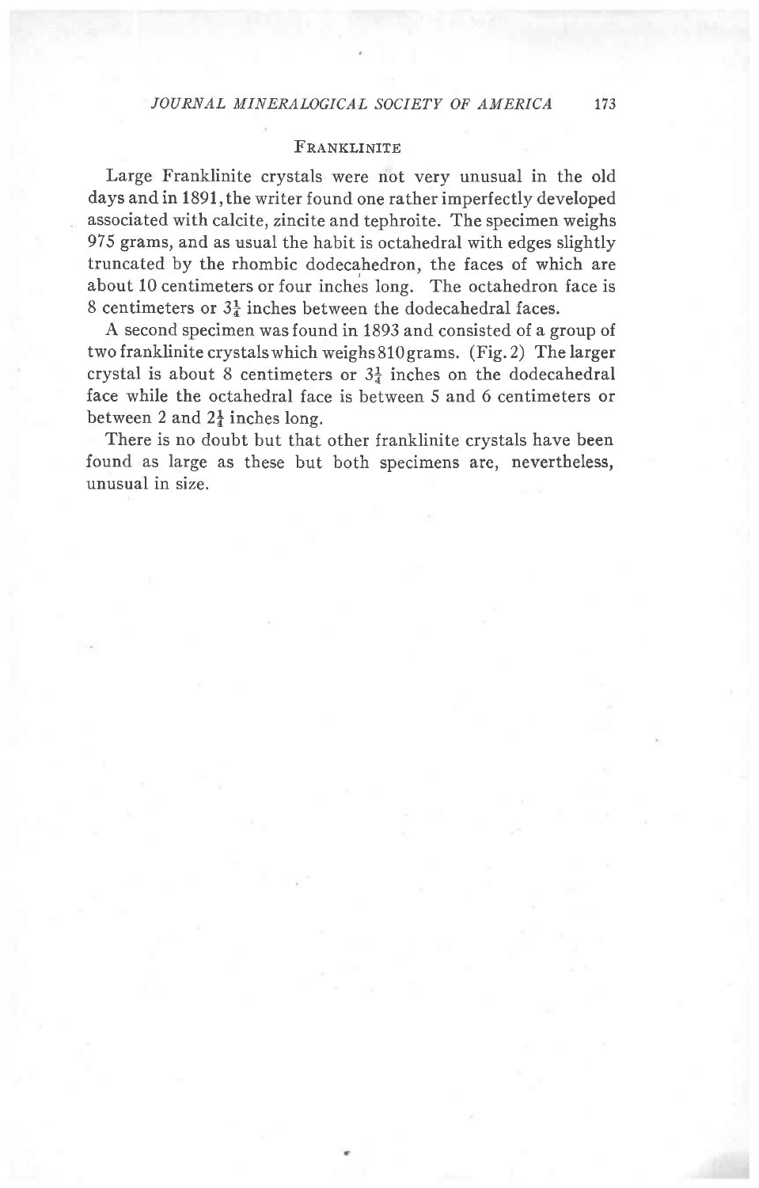## Franklinite

Large Franklinite crystals were not very unusual in the old days and in 1891, the writer found one rather imperfectly developed associated with calcite, zincite and tephroite. The specimen weighs 975 grams, and as usual the habit is octahedral with edges slightly truncated by the rhombic dodecahedron, the faces of which are about 10 centimeters or four inches long. The octahedron face is 8 centimeters or 3¼ inches between the dodecahedral faces.

A second specimen was found in 1893 and consisted of a group of two franklinite crystals which weighs 810 grams. (Fig. 2) The larger crystal is about 8 centimeters or 3¼ inches on the dodecahedral face while the octahedral face is between 5 and 6 centimeters or between 2 and 2¼ inches long.

There is no doubt but that other franklinite crystals have been found as large as these but both specimens are, nevertheless, unusual in size.